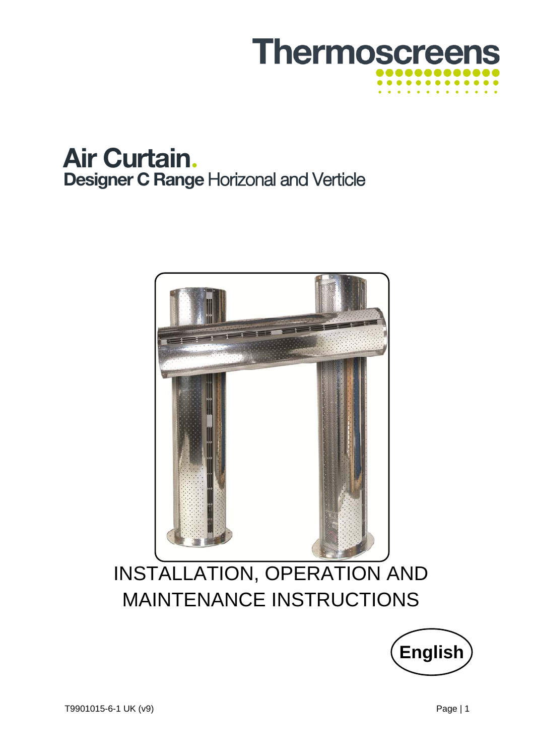Thermoscreens

# Air Curtain.

## Designer C Range Horizonal and Verticle

INSTALLATION, OPERATION AND MAINTENANCE INSTRUCTIONS

English

T9901015-6-1 UK (v9)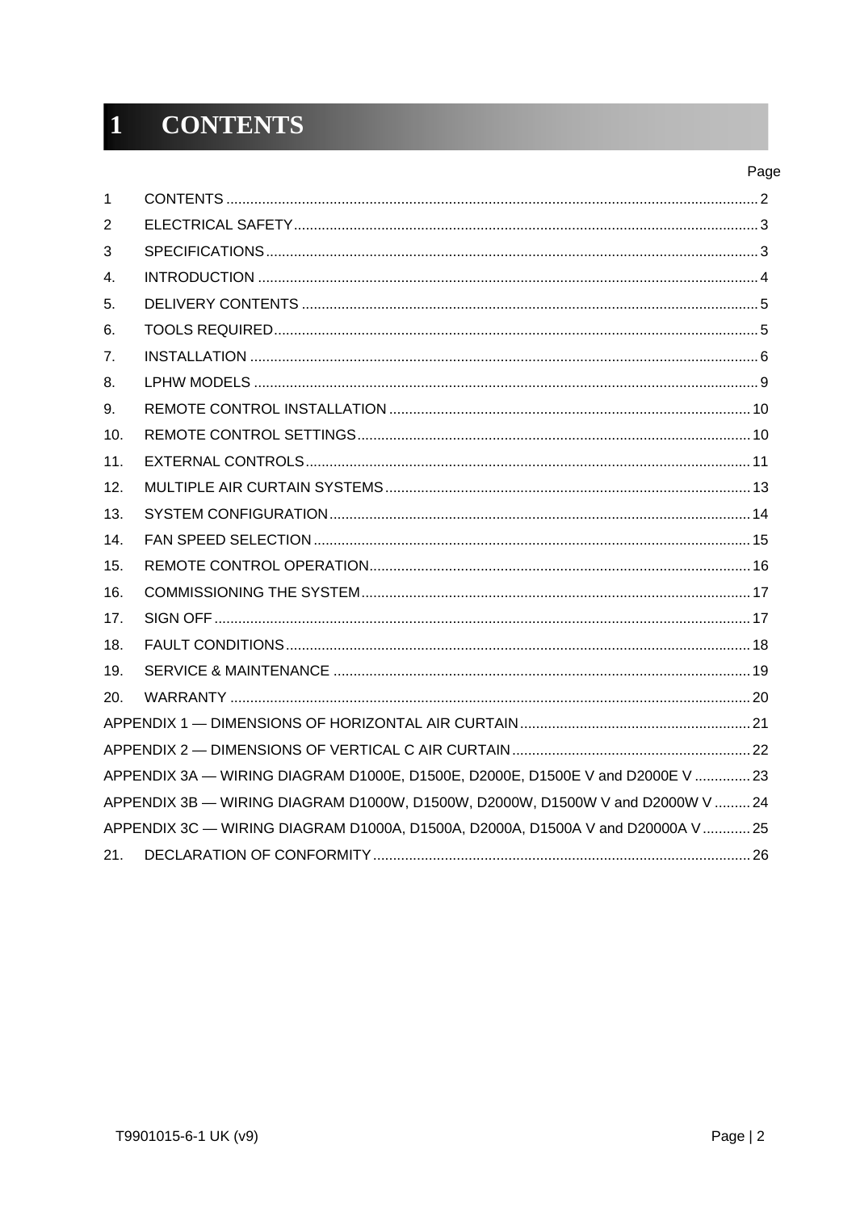# 1 CONTENTS

| | | Page |
|---|---|---|
| 1 | CONTENTS | 2 |
| 2 | ELECTRICAL SAFETY | 3 |
| 3 | SPECIFICATIONS | 3 |
| 4. | INTRODUCTION | 4 |
| 5. | DELIVERY CONTENTS | 5 |
| 6. | TOOLS REQUIRED | 5 |
| 7. | INSTALLATION | 6 |
| 8. | LPHW MODELS | 9 |
| 9. | REMOTE CONTROL INSTALLATION | 10 |
| 10. | REMOTE CONTROL SETTINGS | 10 |
| 11. | EXTERNAL CONTROLS | 11 |
| 12. | MULTIPLE AIR CURTAIN SYSTEMS | 13 |
| 13. | SYSTEM CONFIGURATION | 14 |
| 14. | FAN SPEED SELECTION | 15 |
| 15. | REMOTE CONTROL OPERATION | 16 |
| 16. | COMMISSIONING THE SYSTEM | 17 |
| 17. | SIGN OFF | 17 |
| 18. | FAULT CONDITIONS | 18 |
| 19. | SERVICE & MAINTENANCE | 19 |
| 20. | WARRANTY | 20 |
| | APPENDIX 1 — DIMENSIONS OF HORIZONTAL AIR CURTAIN | 21 |
| | APPENDIX 2 — DIMENSIONS OF VERTICAL C AIR CURTAIN | 22 |
| | APPENDIX 3A — WIRING DIAGRAM D1000E, D1500E, D2000E, D1500E V and D2000E V | 23 |
| | APPENDIX 3B — WIRING DIAGRAM D1000W, D1500W, D2000W, D1500W V and D2000W V | 24 |
| | APPENDIX 3C — WIRING DIAGRAM D1000A, D1500A, D2000A, D1500A V and D20000A V | 25 |
| 21. | DECLARATION OF CONFORMITY | 26 |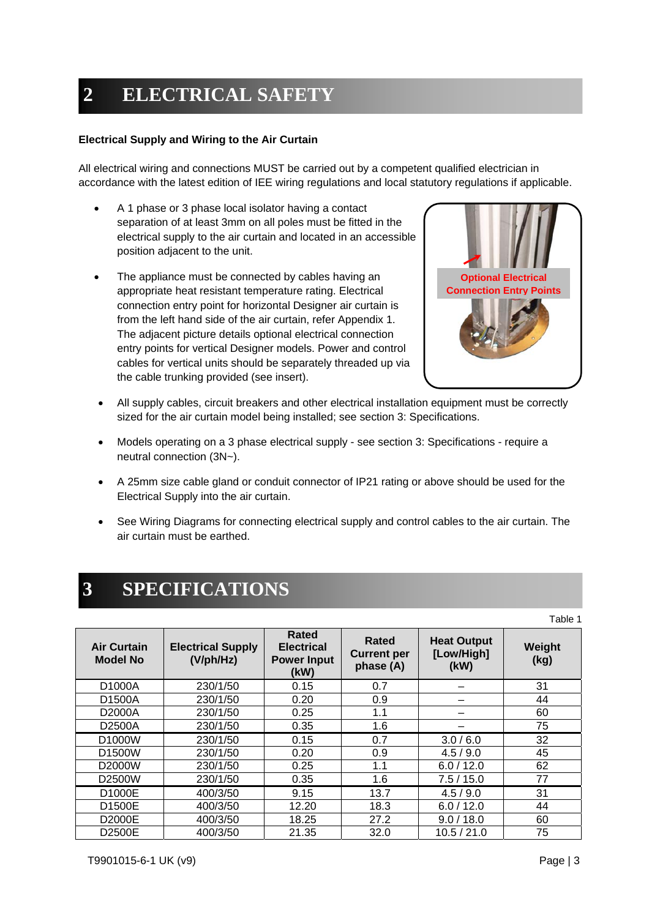# 2 ELECTRICAL SAFETY

**Electrical Supply and Wiring to the Air Curtain**

All electrical wiring and connections MUST be carried out by a competent qualified electrician in accordance with the latest edition of IEE wiring regulations and local statutory regulations if applicable.

- A 1 phase or 3 phase local isolator having a contact separation of at least 3mm on all poles must be fitted in the electrical supply to the air curtain and located in an accessible position adjacent to the unit.
- The appliance must be connected by cables having an appropriate heat resistant temperature rating. Electrical connection entry point for horizontal Designer air curtain is from the left hand side of the air curtain, refer Appendix 1. The adjacent picture details optional electrical connection entry points for vertical Designer models. Power and control cables for vertical units should be separately threaded up via the cable trunking provided (see insert).

Optional Electrical Connection Entry Points

- All supply cables, circuit breakers and other electrical installation equipment must be correctly sized for the air curtain model being installed; see section 3: Specifications.
- Models operating on a 3 phase electrical supply - see section 3: Specifications - require a neutral connection (3N~).
- A 25mm size cable gland or conduit connector of IP21 rating or above should be used for the Electrical Supply into the air curtain.
- See Wiring Diagrams for connecting electrical supply and control cables to the air curtain. The air curtain must be earthed.

# 3 SPECIFICATIONS

Table 1

| Air Curtain Model No | Electrical Supply (V/ph/Hz) | Rated Electrical Power Input (kW) | Rated Current per phase (A) | Heat Output [Low/High] (kW) | Weight (kg) |
|---|---|---|---|---|---|
| D1000A | 230/1/50 | 0.15 | 0.7 | – | 31 |
| D1500A | 230/1/50 | 0.20 | 0.9 | – | 44 |
| D2000A | 230/1/50 | 0.25 | 1.1 | – | 60 |
| D2500A | 230/1/50 | 0.35 | 1.6 | – | 75 |
| D1000W | 230/1/50 | 0.15 | 0.7 | 3.0 / 6.0 | 32 |
| D1500W | 230/1/50 | 0.20 | 0.9 | 4.5 / 9.0 | 45 |
| D2000W | 230/1/50 | 0.25 | 1.1 | 6.0 / 12.0 | 62 |
| D2500W | 230/1/50 | 0.35 | 1.6 | 7.5 / 15.0 | 77 |
| D1000E | 400/3/50 | 9.15 | 13.7 | 4.5 / 9.0 | 31 |
| D1500E | 400/3/50 | 12.20 | 18.3 | 6.0 / 12.0 | 44 |
| D2000E | 400/3/50 | 18.25 | 27.2 | 9.0 / 18.0 | 60 |
| D2500E | 400/3/50 | 21.35 | 32.0 | 10.5 / 21.0 | 75 |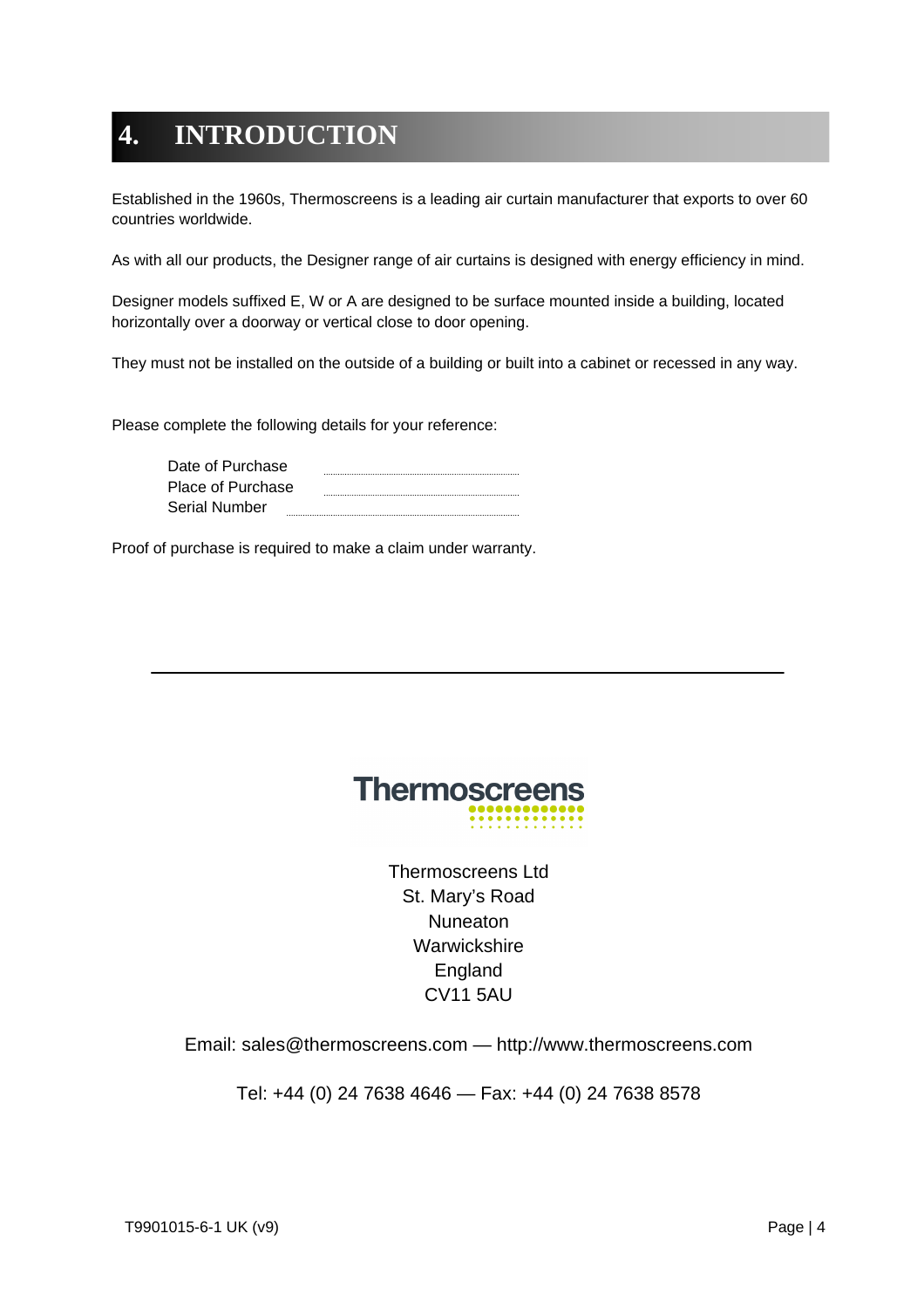# 4. INTRODUCTION

Established in the 1960s, Thermoscreens is a leading air curtain manufacturer that exports to over 60 countries worldwide.

As with all our products, the Designer range of air curtains is designed with energy efficiency in mind.

Designer models suffixed E, W or A are designed to be surface mounted inside a building, located horizontally over a doorway or vertical close to door opening.

They must not be installed on the outside of a building or built into a cabinet or recessed in any way.

Please complete the following details for your reference:

Date of Purchase ..............................
Place of Purchase ..............................
Serial Number ..............................

Proof of purchase is required to make a claim under warranty.

---

Thermoscreens

Thermoscreens Ltd
St. Mary's Road
Nuneaton
Warwickshire
England
CV11 5AU

Email: sales@thermoscreens.com — http://www.thermoscreens.com

Tel: +44 (0) 24 7638 4646 — Fax: +44 (0) 24 7638 8578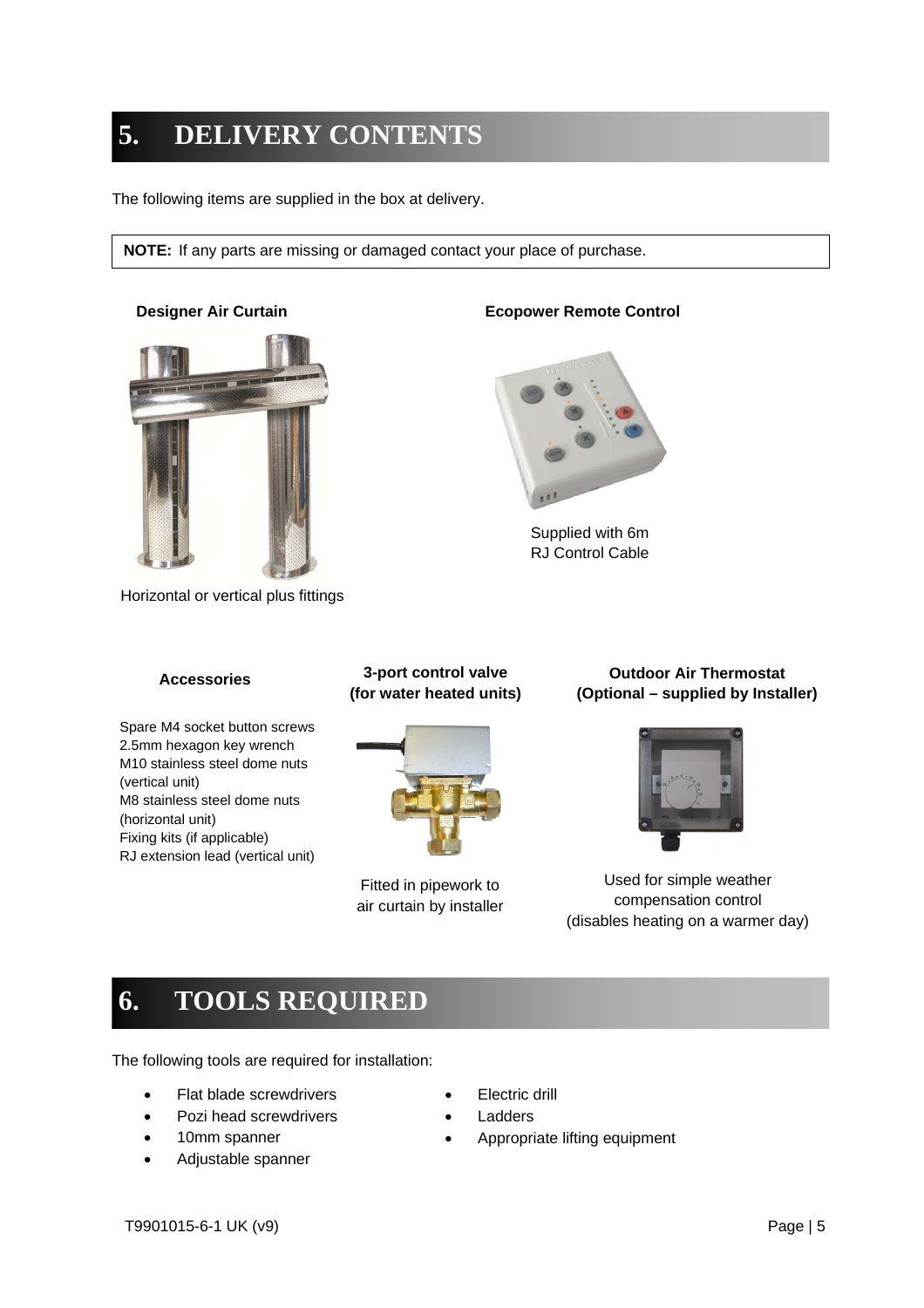# 5. DELIVERY CONTENTS

The following items are supplied in the box at delivery.

> **NOTE:** If any parts are missing or damaged contact your place of purchase.

**Designer Air Curtain**

Horizontal or vertical plus fittings

**Ecopower Remote Control**

Supplied with 6m RJ Control Cable

**Accessories**

Spare M4 socket button screws
2.5mm hexagon key wrench
M10 stainless steel dome nuts (vertical unit)
M8 stainless steel dome nuts (horizontal unit)
Fixing kits (if applicable)
RJ extension lead (vertical unit)

**3-port control valve (for water heated units)**

Fitted in pipework to air curtain by installer

**Outdoor Air Thermostat (Optional – supplied by Installer)**

Used for simple weather compensation control (disables heating on a warmer day)

# 6. TOOLS REQUIRED

The following tools are required for installation:

- Flat blade screwdrivers
- Pozi head screwdrivers
- 10mm spanner
- Adjustable spanner
- Electric drill
- Ladders
- Appropriate lifting equipment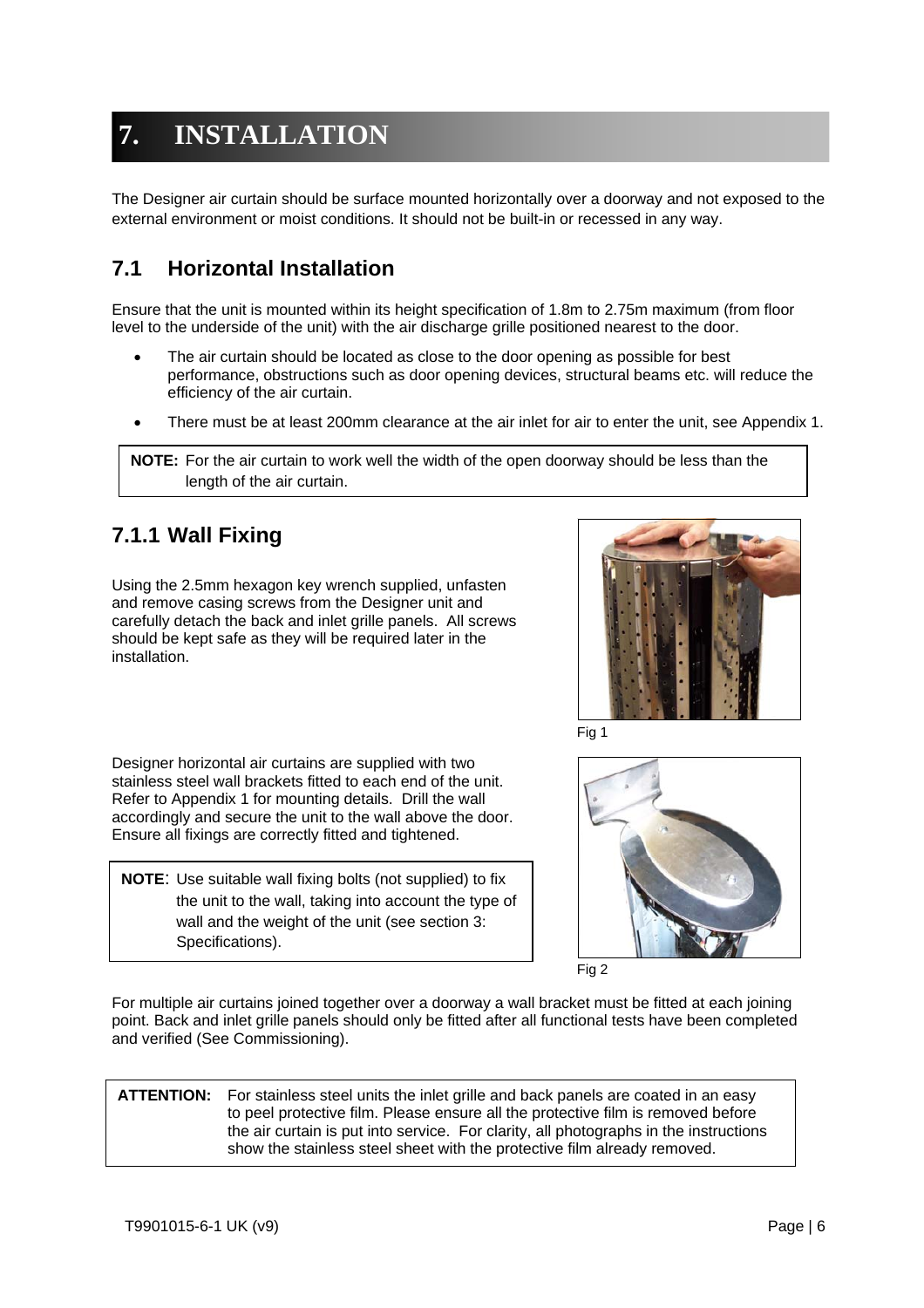# 7. INSTALLATION

The Designer air curtain should be surface mounted horizontally over a doorway and not exposed to the external environment or moist conditions. It should not be built-in or recessed in any way.

## 7.1 Horizontal Installation

Ensure that the unit is mounted within its height specification of 1.8m to 2.75m maximum (from floor level to the underside of the unit) with the air discharge grille positioned nearest to the door.

- The air curtain should be located as close to the door opening as possible for best performance, obstructions such as door opening devices, structural beams etc. will reduce the efficiency of the air curtain.
- There must be at least 200mm clearance at the air inlet for air to enter the unit, see Appendix 1.

> **NOTE:** For the air curtain to work well the width of the open doorway should be less than the length of the air curtain.

### 7.1.1 Wall Fixing

Using the 2.5mm hexagon key wrench supplied, unfasten and remove casing screws from the Designer unit and carefully detach the back and inlet grille panels. All screws should be kept safe as they will be required later in the installation.

Fig 1

Designer horizontal air curtains are supplied with two stainless steel wall brackets fitted to each end of the unit. Refer to Appendix 1 for mounting details. Drill the wall accordingly and secure the unit to the wall above the door. Ensure all fixings are correctly fitted and tightened.

> **NOTE**: Use suitable wall fixing bolts (not supplied) to fix the unit to the wall, taking into account the type of wall and the weight of the unit (see section 3: Specifications).

Fig 2

For multiple air curtains joined together over a doorway a wall bracket must be fitted at each joining point. Back and inlet grille panels should only be fitted after all functional tests have been completed and verified (See Commissioning).

> **ATTENTION:** For stainless steel units the inlet grille and back panels are coated in an easy to peel protective film. Please ensure all the protective film is removed before the air curtain is put into service. For clarity, all photographs in the instructions show the stainless steel sheet with the protective film already removed.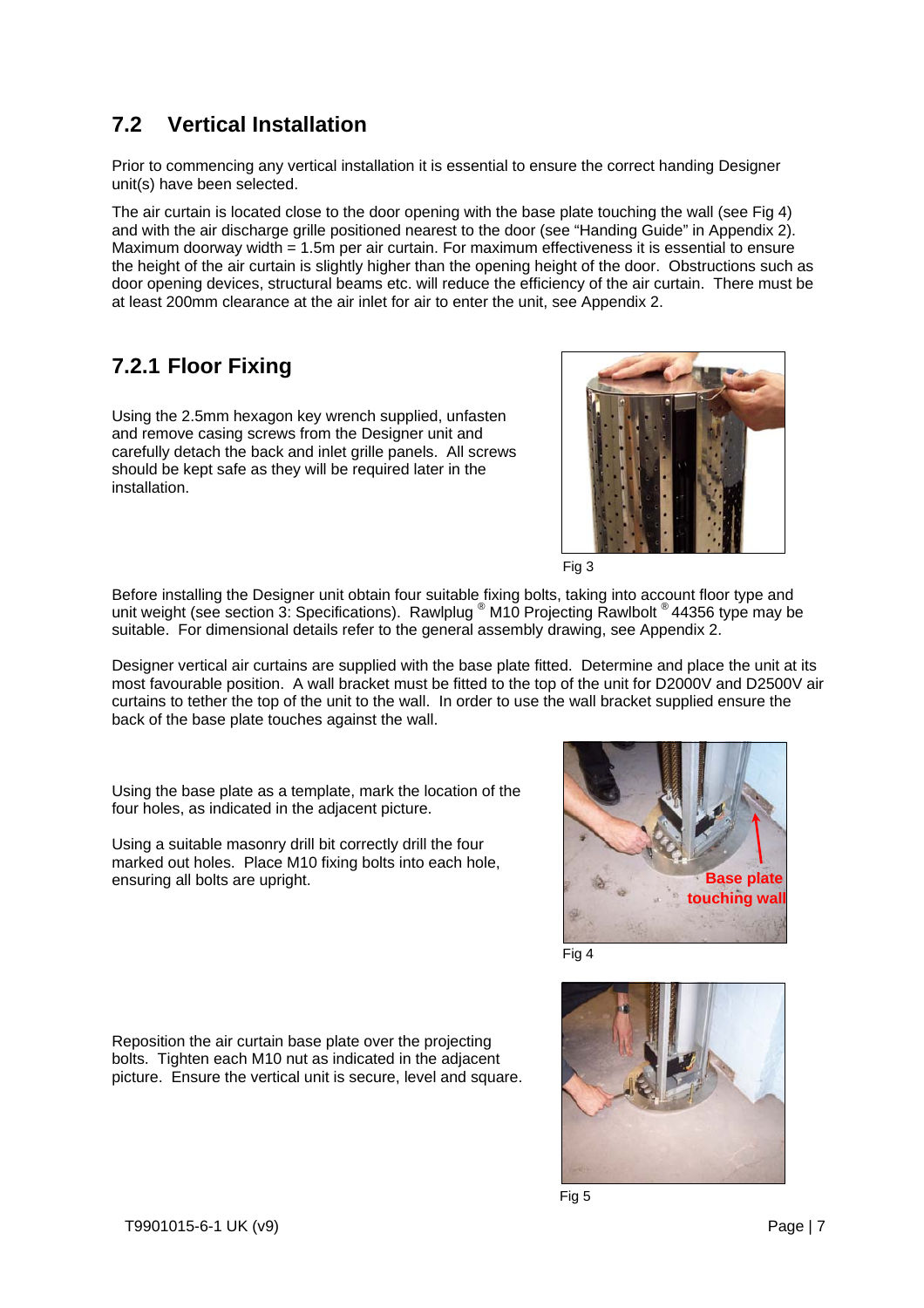## 7.2 Vertical Installation

Prior to commencing any vertical installation it is essential to ensure the correct handing Designer unit(s) have been selected.

The air curtain is located close to the door opening with the base plate touching the wall (see Fig 4) and with the air discharge grille positioned nearest to the door (see "Handing Guide" in Appendix 2). Maximum doorway width = 1.5m per air curtain. For maximum effectiveness it is essential to ensure the height of the air curtain is slightly higher than the opening height of the door. Obstructions such as door opening devices, structural beams etc. will reduce the efficiency of the air curtain. There must be at least 200mm clearance at the air inlet for air to enter the unit, see Appendix 2.

### 7.2.1 Floor Fixing

Using the 2.5mm hexagon key wrench supplied, unfasten and remove casing screws from the Designer unit and carefully detach the back and inlet grille panels. All screws should be kept safe as they will be required later in the installation.

Fig 3

Before installing the Designer unit obtain four suitable fixing bolts, taking into account floor type and unit weight (see section 3: Specifications). Rawlplug ® M10 Projecting Rawlbolt ® 44356 type may be suitable. For dimensional details refer to the general assembly drawing, see Appendix 2.

Designer vertical air curtains are supplied with the base plate fitted. Determine and place the unit at its most favourable position. A wall bracket must be fitted to the top of the unit for D2000V and D2500V air curtains to tether the top of the unit to the wall. In order to use the wall bracket supplied ensure the back of the base plate touches against the wall.

Using the base plate as a template, mark the location of the four holes, as indicated in the adjacent picture.

Using a suitable masonry drill bit correctly drill the four marked out holes. Place M10 fixing bolts into each hole, ensuring all bolts are upright.

Base plate touching wall

Fig 4

Reposition the air curtain base plate over the projecting bolts. Tighten each M10 nut as indicated in the adjacent picture. Ensure the vertical unit is secure, level and square.

Fig 5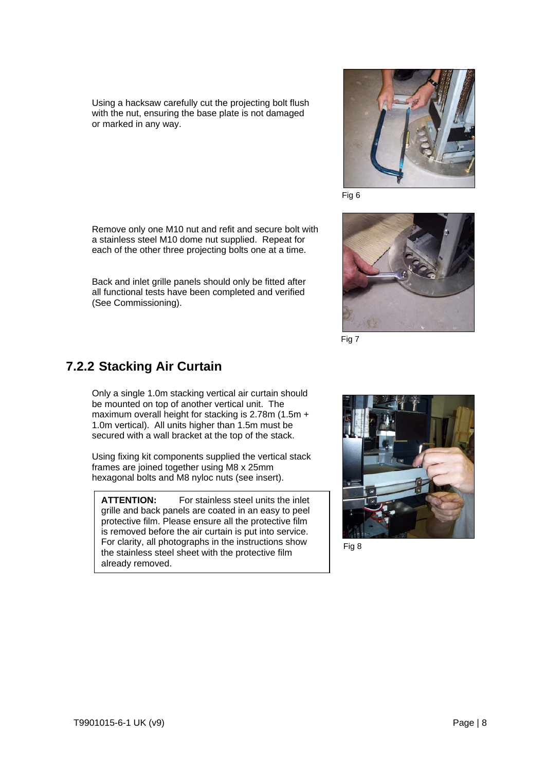Using a hacksaw carefully cut the projecting bolt flush with the nut, ensuring the base plate is not damaged or marked in any way.

Fig 6

Remove only one M10 nut and refit and secure bolt with a stainless steel M10 dome nut supplied. Repeat for each of the other three projecting bolts one at a time.

Back and inlet grille panels should only be fitted after all functional tests have been completed and verified (See Commissioning).

Fig 7

## 7.2.2 Stacking Air Curtain

Only a single 1.0m stacking vertical air curtain should be mounted on top of another vertical unit. The maximum overall height for stacking is 2.78m (1.5m + 1.0m vertical). All units higher than 1.5m must be secured with a wall bracket at the top of the stack.

Using fixing kit components supplied the vertical stack frames are joined together using M8 x 25mm hexagonal bolts and M8 nyloc nuts (see insert).

**ATTENTION:** For stainless steel units the inlet grille and back panels are coated in an easy to peel protective film. Please ensure all the protective film is removed before the air curtain is put into service. For clarity, all photographs in the instructions show the stainless steel sheet with the protective film already removed.

Fig 8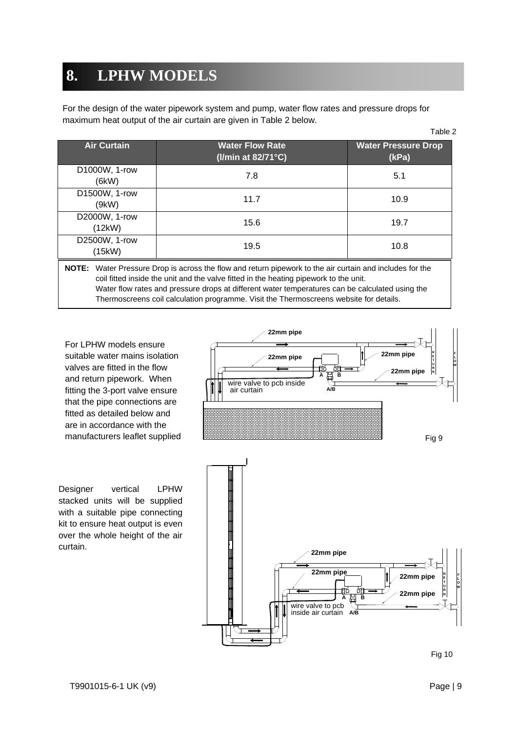# 8. LPHW MODELS

For the design of the water pipework system and pump, water flow rates and pressure drops for maximum heat output of the air curtain are given in Table 2 below.

Table 2

| Air Curtain | Water Flow Rate (l/min at 82/71°C) | Water Pressure Drop (kPa) |
|---|---|---|
| D1000W, 1-row (6kW) | 7.8 | 5.1 |
| D1500W, 1-row (9kW) | 11.7 | 10.9 |
| D2000W, 1-row (12kW) | 15.6 | 19.7 |
| D2500W, 1-row (15kW) | 19.5 | 10.8 |

**NOTE:** Water Pressure Drop is across the flow and return pipework to the air curtain and includes for the coil fitted inside the unit and the valve fitted in the heating pipework to the unit.
Water flow rates and pressure drops at different water temperatures can be calculated using the Thermoscreens coil calculation programme. Visit the Thermoscreens website for details.

For LPHW models ensure suitable water mains isolation valves are fitted in the flow and return pipework. When fitting the 3-port valve ensure that the pipe connections are fitted as detailed below and are in accordance with the manufacturers leaflet supplied

22mm pipe
22mm pipe
22mm pipe
22mm pipe
A B
A/B
wire valve to pcb inside air curtain
RETURN
FLOW

Fig 9

Designer vertical LPHW stacked units will be supplied with a suitable pipe connecting kit to ensure heat output is even over the whole height of the air curtain.

22mm pipe
22mm pipe
22mm pipe
22mm pipe
A B
A/B
wire valve to pcb inside air curtain
RETURN
FLOW

Fig 10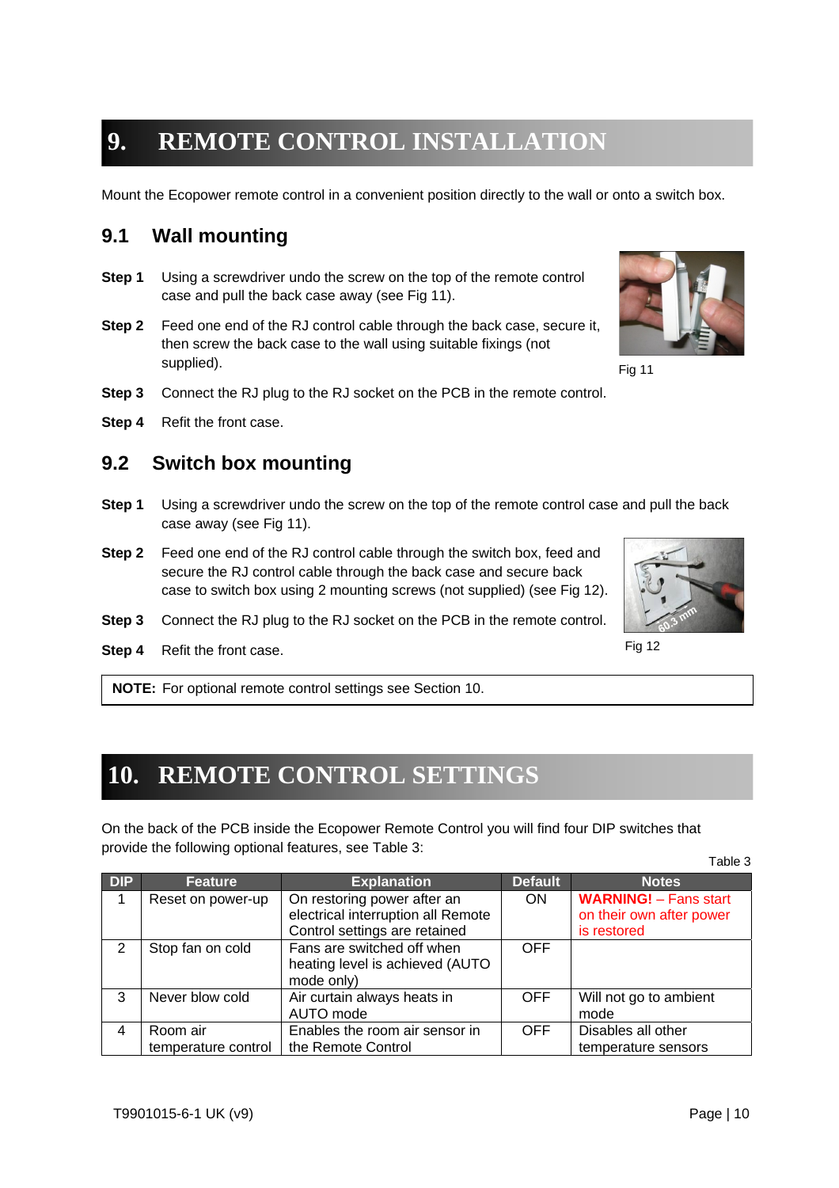# 9. REMOTE CONTROL INSTALLATION

Mount the Ecopower remote control in a convenient position directly to the wall or onto a switch box.

## 9.1 Wall mounting

**Step 1** Using a screwdriver undo the screw on the top of the remote control case and pull the back case away (see Fig 11).

**Step 2** Feed one end of the RJ control cable through the back case, secure it, then screw the back case to the wall using suitable fixings (not supplied).

Fig 11

**Step 3** Connect the RJ plug to the RJ socket on the PCB in the remote control.

**Step 4** Refit the front case.

## 9.2 Switch box mounting

**Step 1** Using a screwdriver undo the screw on the top of the remote control case and pull the back case away (see Fig 11).

**Step 2** Feed one end of the RJ control cable through the switch box, feed and secure the RJ control cable through the back case and secure back case to switch box using 2 mounting screws (not supplied) (see Fig 12).

**Step 3** Connect the RJ plug to the RJ socket on the PCB in the remote control.

**Step 4** Refit the front case.

Fig 12

**NOTE:** For optional remote control settings see Section 10.

# 10. REMOTE CONTROL SETTINGS

On the back of the PCB inside the Ecopower Remote Control you will find four DIP switches that provide the following optional features, see Table 3:

Table 3

| DIP | Feature | Explanation | Default | Notes |
|---|---|---|---|---|
| 1 | Reset on power-up | On restoring power after an electrical interruption all Remote Control settings are retained | ON | **WARNING!** – Fans start on their own after power is restored |
| 2 | Stop fan on cold | Fans are switched off when heating level is achieved (AUTO mode only) | OFF | |
| 3 | Never blow cold | Air curtain always heats in AUTO mode | OFF | Will not go to ambient mode |
| 4 | Room air temperature control | Enables the room air sensor in the Remote Control | OFF | Disables all other temperature sensors |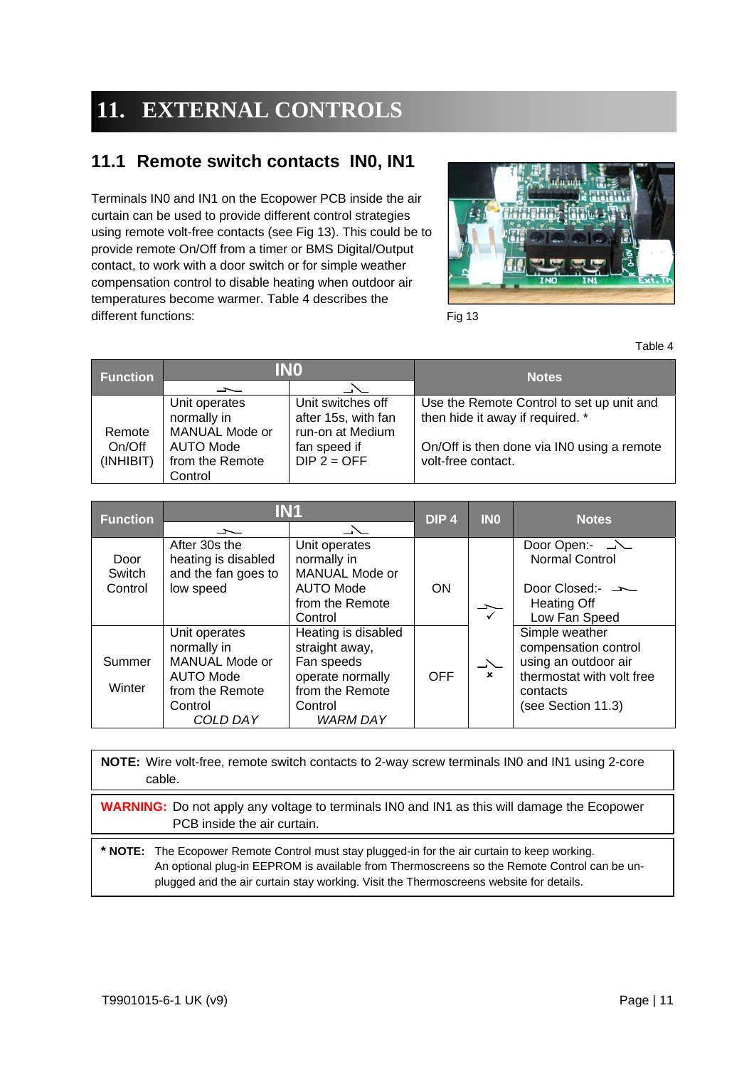# 11. EXTERNAL CONTROLS

## 11.1 Remote switch contacts IN0, IN1

Terminals IN0 and IN1 on the Ecopower PCB inside the air curtain can be used to provide different control strategies using remote volt-free contacts (see Fig 13). This could be to provide remote On/Off from a timer or BMS Digital/Output contact, to work with a door switch or for simple weather compensation control to disable heating when outdoor air temperatures become warmer. Table 4 describes the different functions:

Fig 13

Table 4

| Function | IN0 (closed) | IN0 (open) | Notes |
|---|---|---|---|
| Remote On/Off (INHIBIT) | Unit operates normally in MANUAL Mode or AUTO Mode from the Remote Control | Unit switches off after 15s, with fan run-on at Medium fan speed if DIP 2 = OFF | Use the Remote Control to set up unit and then hide it away if required. * On/Off is then done via IN0 using a remote volt-free contact. |

| Function | IN1 (closed) | IN1 (open) | DIP 4 | IN0 | Notes |
|---|---|---|---|---|---|
| Door Switch Control | After 30s the heating is disabled and the fan goes to low speed | Unit operates normally in MANUAL Mode or AUTO Mode from the Remote Control | ON | closed ✓ / open ✗ | Door Open:- (open) Normal Control<br>Door Closed:- (closed) Heating Off Low Fan Speed |
| Summer / Winter | Unit operates normally in MANUAL Mode or AUTO Mode from the Remote Control *COLD DAY* | Heating is disabled straight away, Fan speeds operate normally from the Remote Control *WARM DAY* | OFF | | Simple weather compensation control using an outdoor air thermostat with volt free contacts (see Section 11.3) |

**NOTE:** Wire volt-free, remote switch contacts to 2-way screw terminals IN0 and IN1 using 2-core cable.

**WARNING:** Do not apply any voltage to terminals IN0 and IN1 as this will damage the Ecopower PCB inside the air curtain.

**\* NOTE:** The Ecopower Remote Control must stay plugged-in for the air curtain to keep working. An optional plug-in EEPROM is available from Thermoscreens so the Remote Control can be un-plugged and the air curtain stay working. Visit the Thermoscreens website for details.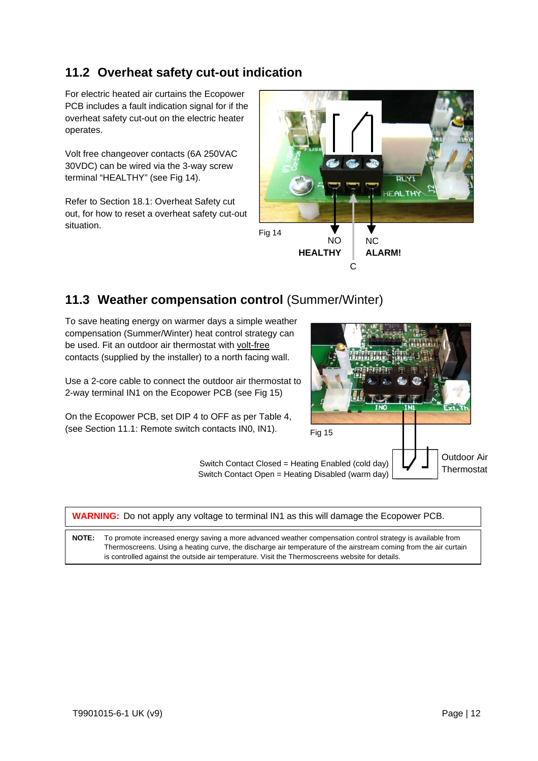## 11.2 Overheat safety cut-out indication

For electric heated air curtains the Ecopower PCB includes a fault indication signal for if the overheat safety cut-out on the electric heater operates.

Volt free changeover contacts (6A 250VAC 30VDC) can be wired via the 3-way screw terminal "HEALTHY" (see Fig 14).

Refer to Section 18.1: Overheat Safety cut out, for how to reset a overheat safety cut-out situation.

Fig 14

NO **HEALTHY** C NC **ALARM!**

## 11.3 Weather compensation control (Summer/Winter)

To save heating energy on warmer days a simple weather compensation (Summer/Winter) heat control strategy can be used. Fit an outdoor air thermostat with volt-free contacts (supplied by the installer) to a north facing wall.

Use a 2-core cable to connect the outdoor air thermostat to 2-way terminal IN1 on the Ecopower PCB (see Fig 15)

On the Ecopower PCB, set DIP 4 to OFF as per Table 4, (see Section 11.1: Remote switch contacts IN0, IN1).

Fig 15

Switch Contact Closed = Heating Enabled (cold day)
Switch Contact Open = Heating Disabled (warm day)

Outdoor Air Thermostat

**WARNING:** Do not apply any voltage to terminal IN1 as this will damage the Ecopower PCB.

**NOTE:** To promote increased energy saving a more advanced weather compensation control strategy is available from Thermoscreens. Using a heating curve, the discharge air temperature of the airstream coming from the air curtain is controlled against the outside air temperature. Visit the Thermoscreens website for details.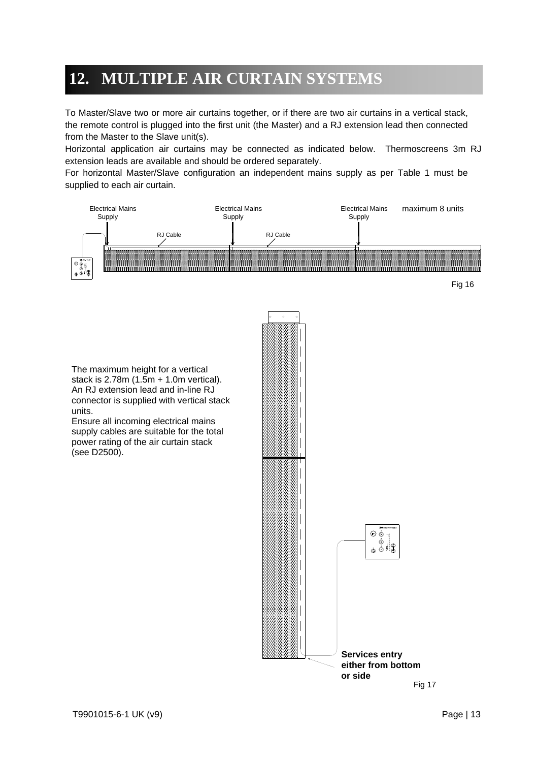# 12. MULTIPLE AIR CURTAIN SYSTEMS

To Master/Slave two or more air curtains together, or if there are two air curtains in a vertical stack, the remote control is plugged into the first unit (the Master) and a RJ extension lead then connected from the Master to the Slave unit(s).

Horizontal application air curtains may be connected as indicated below. Thermoscreens 3m RJ extension leads are available and should be ordered separately.

For horizontal Master/Slave configuration an independent mains supply as per Table 1 must be supplied to each air curtain.

Electrical Mains Supply | Electrical Mains Supply | Electrical Mains Supply | maximum 8 units | RJ Cable | RJ Cable

Fig 16

The maximum height for a vertical stack is 2.78m (1.5m + 1.0m vertical). An RJ extension lead and in-line RJ connector is supplied with vertical stack units.
Ensure all incoming electrical mains supply cables are suitable for the total power rating of the air curtain stack (see D2500).

**Services entry either from bottom or side**

Fig 17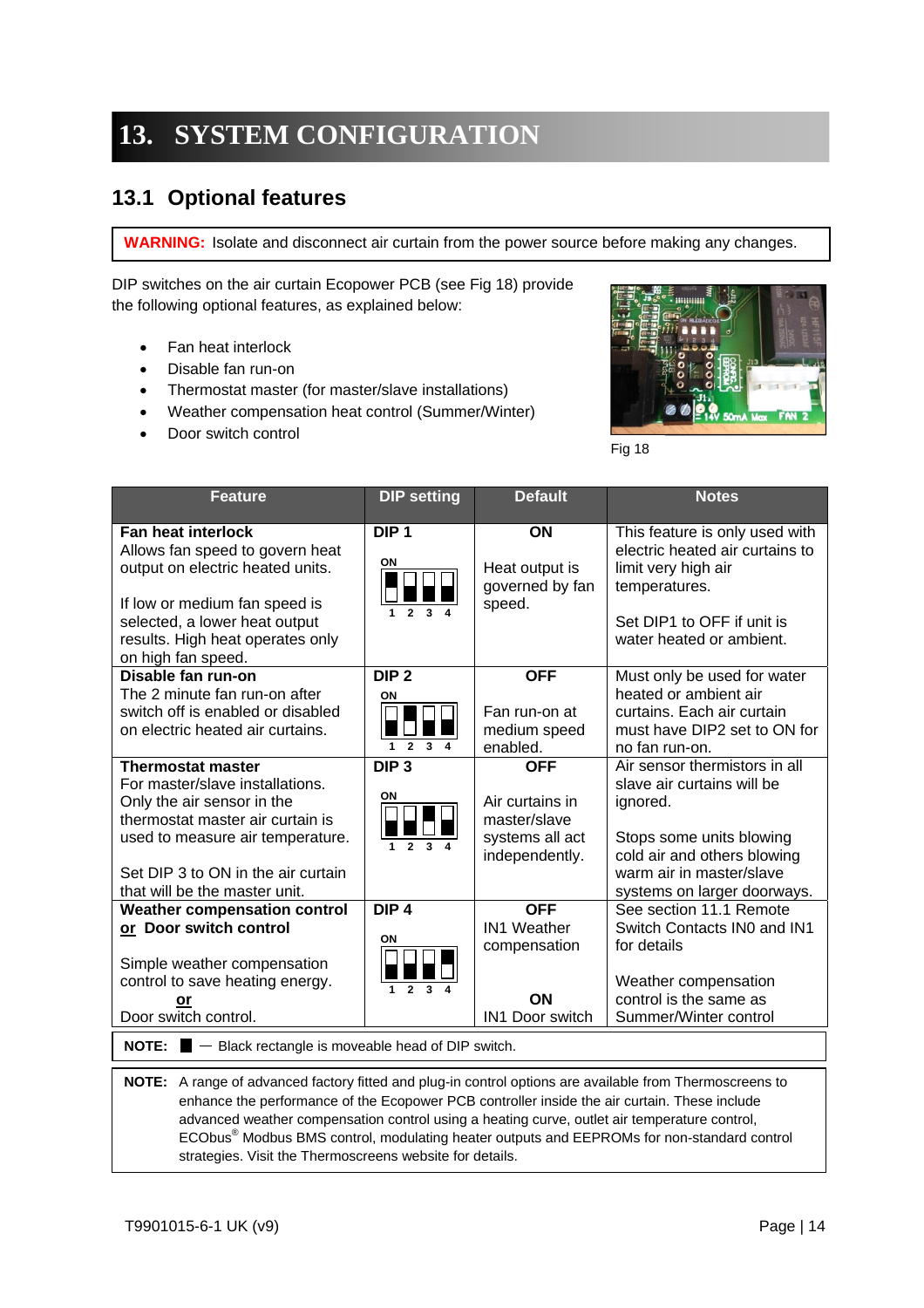// Main heading and section heading
# 13. SYSTEM CONFIGURATION

## 13.1 Optional features

**WARNING:** Isolate and disconnect air curtain from the power source before making any changes.

DIP switches on the air curtain Ecopower PCB (see Fig 18) provide the following optional features, as explained below:

- Fan heat interlock
- Disable fan run-on
- Thermostat master (for master/slave installations)
- Weather compensation heat control (Summer/Winter)
- Door switch control

Fig 18

| Feature | DIP setting | Default | Notes |
|---|---|---|---|
| **Fan heat interlock**<br>Allows fan speed to govern heat output on electric heated units.<br><br>If low or medium fan speed is selected, a lower heat output results. High heat operates only on high fan speed. | **DIP 1** | **ON**<br><br>Heat output is governed by fan speed. | This feature is only used with electric heated air curtains to limit very high air temperatures.<br><br>Set DIP1 to OFF if unit is water heated or ambient. |
| **Disable fan run-on**<br>The 2 minute fan run-on after switch off is enabled or disabled on electric heated air curtains. | **DIP 2** | **OFF**<br><br>Fan run-on at medium speed enabled. | Must only be used for water heated or ambient air curtains. Each air curtain must have DIP2 set to ON for no fan run-on. |
| **Thermostat master**<br>For master/slave installations. Only the air sensor in the thermostat master air curtain is used to measure air temperature.<br><br>Set DIP 3 to ON in the air curtain that will be the master unit. | **DIP 3** | **OFF**<br><br>Air curtains in master/slave systems all act independently. | Air sensor thermistors in all slave air curtains will be ignored.<br><br>Stops some units blowing cold air and others blowing warm air in master/slave systems on larger doorways. |
| **Weather compensation control <u>or</u> Door switch control**<br><br>Simple weather compensation control to save heating energy.<br>**<u>or</u>**<br>Door switch control. | **DIP 4** | **OFF**<br>IN1 Weather compensation<br><br>**ON**<br>IN1 Door switch | See section 11.1 Remote Switch Contacts IN0 and IN1 for details<br><br>Weather compensation control is the same as Summer/Winter control |

**NOTE:** ■ — Black rectangle is moveable head of DIP switch.

**NOTE:** A range of advanced factory fitted and plug-in control options are available from Thermoscreens to enhance the performance of the Ecopower PCB controller inside the air curtain. These include advanced weather compensation control using a heating curve, outlet air temperature control, ECObus® Modbus BMS control, modulating heater outputs and EEPROMs for non-standard control strategies. Visit the Thermoscreens website for details.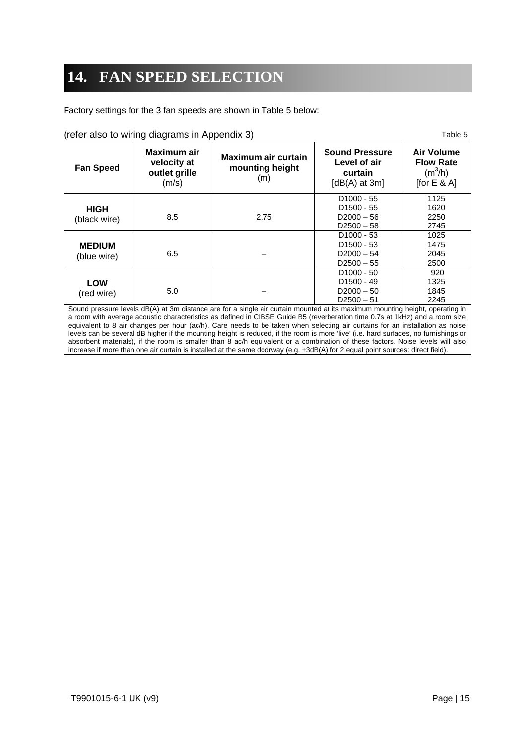# 14. FAN SPEED SELECTION

Factory settings for the 3 fan speeds are shown in Table 5 below:

(refer also to wiring diagrams in Appendix 3)

Table 5

| Fan Speed | Maximum air velocity at outlet grille (m/s) | Maximum air curtain mounting height (m) | Sound Pressure Level of air curtain [dB(A) at 3m] | Air Volume Flow Rate ($m^3$/h) [for E & A] |
|---|---|---|---|---|
| **HIGH** (black wire) | 8.5 | 2.75 | D1000 - 55<br>D1500 - 55<br>D2000 – 56<br>D2500 – 58 | 1125<br>1620<br>2250<br>2745 |
| **MEDIUM** (blue wire) | 6.5 | – | D1000 - 53<br>D1500 - 53<br>D2000 – 54<br>D2500 – 55 | 1025<br>1475<br>2045<br>2500 |
| **LOW** (red wire) | 5.0 | – | D1000 - 50<br>D1500 - 49<br>D2000 – 50<br>D2500 – 51 | 920<br>1325<br>1845<br>2245 |

Sound pressure levels dB(A) at 3m distance are for a single air curtain mounted at its maximum mounting height, operating in a room with average acoustic characteristics as defined in CIBSE Guide B5 (reverberation time 0.7s at 1kHz) and a room size equivalent to 8 air changes per hour (ac/h). Care needs to be taken when selecting air curtains for an installation as noise levels can be several dB higher if the mounting height is reduced, if the room is more 'live' (i.e. hard surfaces, no furnishings or absorbent materials), if the room is smaller than 8 ac/h equivalent or a combination of these factors. Noise levels will also increase if more than one air curtain is installed at the same doorway (e.g. +3dB(A) for 2 equal point sources: direct field).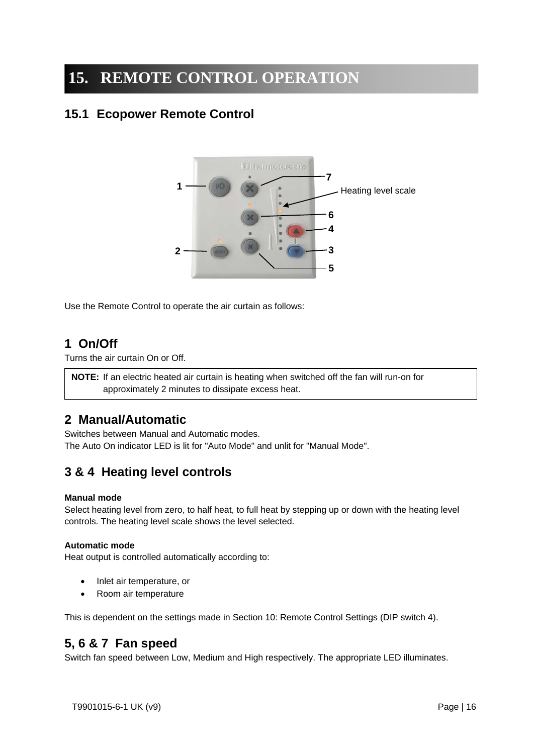# 15. REMOTE CONTROL OPERATION

## 15.1 Ecopower Remote Control

Use the Remote Control to operate the air curtain as follows:

### 1 On/Off

Turns the air curtain On or Off.

| **NOTE:** If an electric heated air curtain is heating when switched off the fan will run-on for approximately 2 minutes to dissipate excess heat. |
|---|

### 2 Manual/Automatic

Switches between Manual and Automatic modes.
The Auto On indicator LED is lit for "Auto Mode" and unlit for "Manual Mode".

### 3 & 4 Heating level controls

**Manual mode**
Select heating level from zero, to half heat, to full heat by stepping up or down with the heating level controls. The heating level scale shows the level selected.

**Automatic mode**
Heat output is controlled automatically according to:

- Inlet air temperature, or
- Room air temperature

This is dependent on the settings made in Section 10: Remote Control Settings (DIP switch 4).

### 5, 6 & 7 Fan speed

Switch fan speed between Low, Medium and High respectively. The appropriate LED illuminates.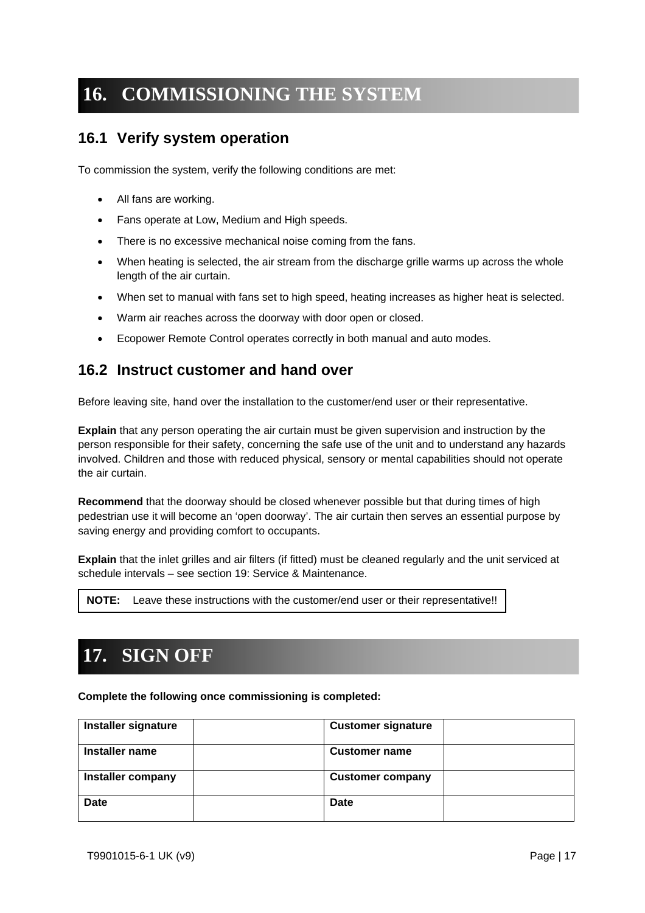# 16. COMMISSIONING THE SYSTEM

## 16.1 Verify system operation

To commission the system, verify the following conditions are met:

- All fans are working.
- Fans operate at Low, Medium and High speeds.
- There is no excessive mechanical noise coming from the fans.
- When heating is selected, the air stream from the discharge grille warms up across the whole length of the air curtain.
- When set to manual with fans set to high speed, heating increases as higher heat is selected.
- Warm air reaches across the doorway with door open or closed.
- Ecopower Remote Control operates correctly in both manual and auto modes.

## 16.2 Instruct customer and hand over

Before leaving site, hand over the installation to the customer/end user or their representative.

**Explain** that any person operating the air curtain must be given supervision and instruction by the person responsible for their safety, concerning the safe use of the unit and to understand any hazards involved. Children and those with reduced physical, sensory or mental capabilities should not operate the air curtain.

**Recommend** that the doorway should be closed whenever possible but that during times of high pedestrian use it will become an 'open doorway'. The air curtain then serves an essential purpose by saving energy and providing comfort to occupants.

**Explain** that the inlet grilles and air filters (if fitted) must be cleaned regularly and the unit serviced at schedule intervals – see section 19: Service & Maintenance.

> **NOTE:** Leave these instructions with the customer/end user or their representative!!

# 17. SIGN OFF

**Complete the following once commissioning is completed:**

| **Installer signature** | | **Customer signature** | |
|---|---|---|---|
| **Installer name** | | **Customer name** | |
| **Installer company** | | **Customer company** | |
| **Date** | | **Date** | |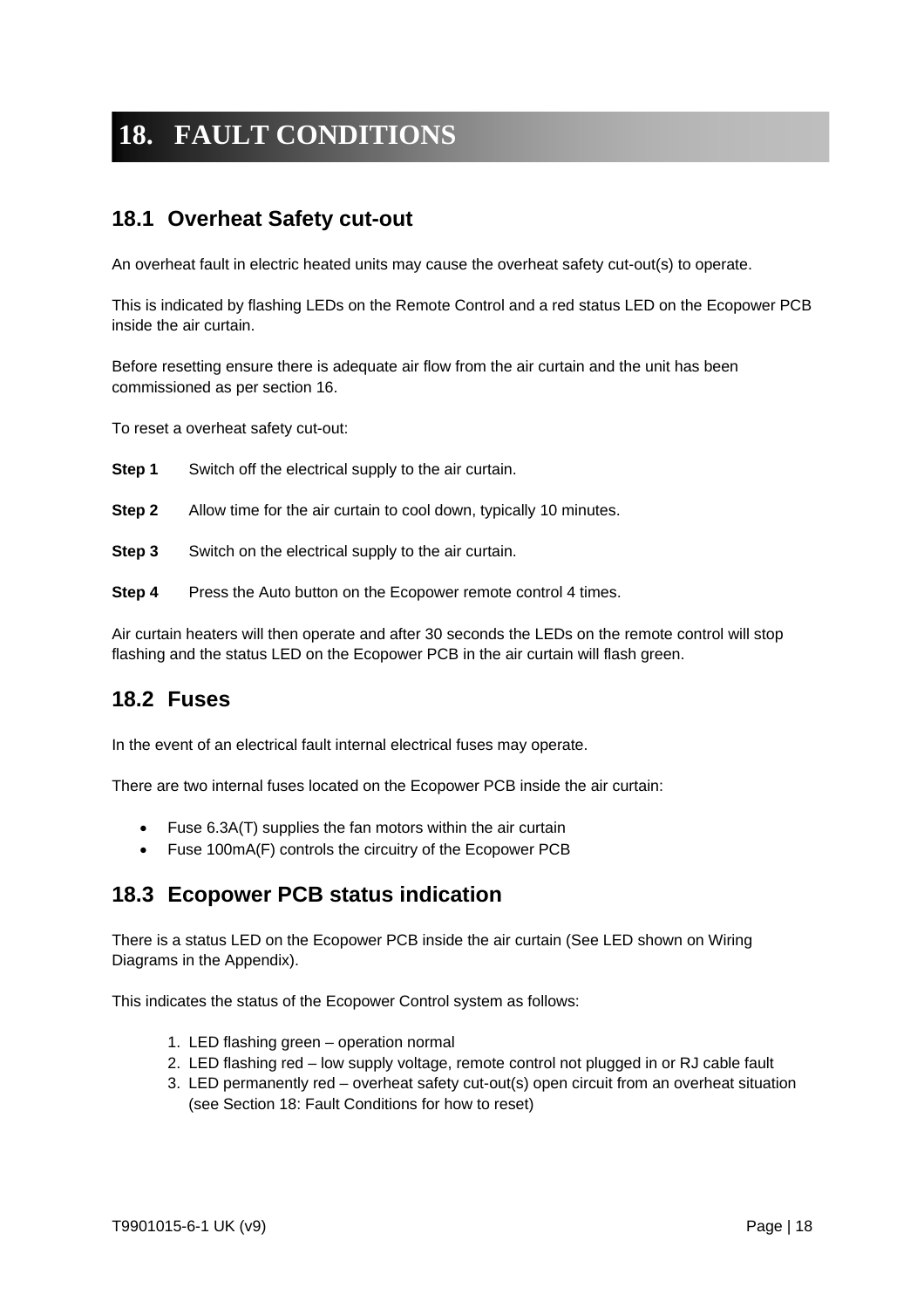# 18. FAULT CONDITIONS

## 18.1 Overheat Safety cut-out

An overheat fault in electric heated units may cause the overheat safety cut-out(s) to operate.

This is indicated by flashing LEDs on the Remote Control and a red status LED on the Ecopower PCB inside the air curtain.

Before resetting ensure there is adequate air flow from the air curtain and the unit has been commissioned as per section 16.

To reset a overheat safety cut-out:

**Step 1** Switch off the electrical supply to the air curtain.

**Step 2** Allow time for the air curtain to cool down, typically 10 minutes.

**Step 3** Switch on the electrical supply to the air curtain.

**Step 4** Press the Auto button on the Ecopower remote control 4 times.

Air curtain heaters will then operate and after 30 seconds the LEDs on the remote control will stop flashing and the status LED on the Ecopower PCB in the air curtain will flash green.

## 18.2 Fuses

In the event of an electrical fault internal electrical fuses may operate.

There are two internal fuses located on the Ecopower PCB inside the air curtain:

- Fuse 6.3A(T) supplies the fan motors within the air curtain
- Fuse 100mA(F) controls the circuitry of the Ecopower PCB

## 18.3 Ecopower PCB status indication

There is a status LED on the Ecopower PCB inside the air curtain (See LED shown on Wiring Diagrams in the Appendix).

This indicates the status of the Ecopower Control system as follows:

1. LED flashing green – operation normal
2. LED flashing red – low supply voltage, remote control not plugged in or RJ cable fault
3. LED permanently red – overheat safety cut-out(s) open circuit from an overheat situation (see Section 18: Fault Conditions for how to reset)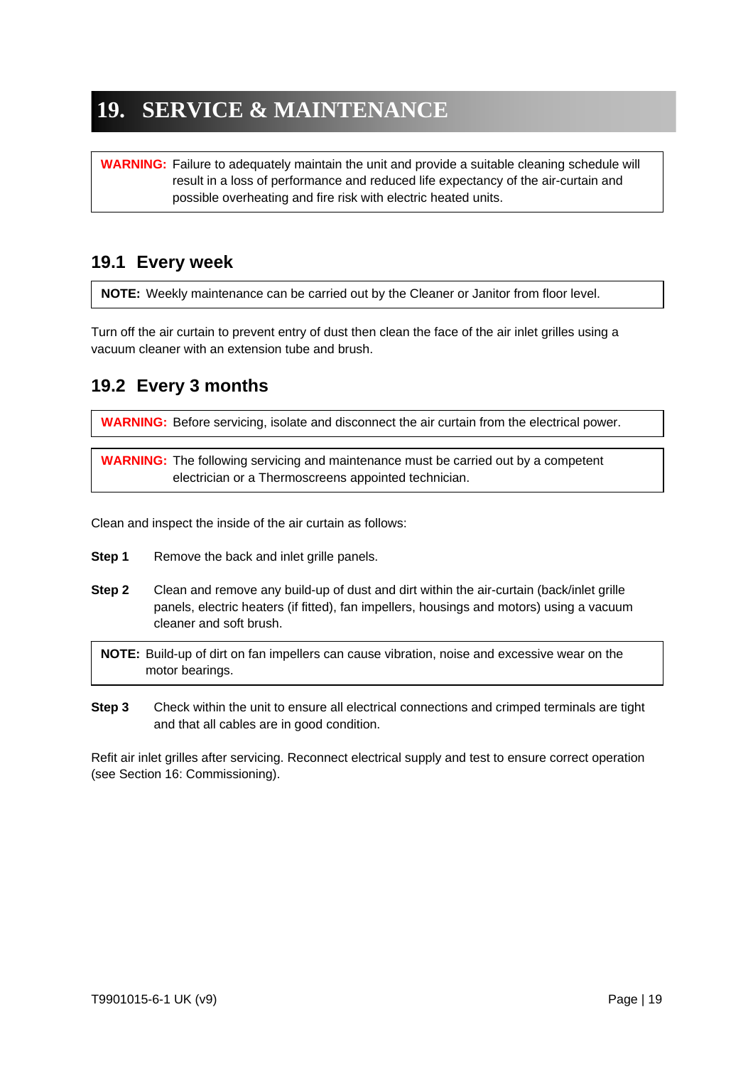# 19. SERVICE & MAINTENANCE

> **WARNING:** Failure to adequately maintain the unit and provide a suitable cleaning schedule will result in a loss of performance and reduced life expectancy of the air-curtain and possible overheating and fire risk with electric heated units.

## 19.1 Every week

> **NOTE:** Weekly maintenance can be carried out by the Cleaner or Janitor from floor level.

Turn off the air curtain to prevent entry of dust then clean the face of the air inlet grilles using a vacuum cleaner with an extension tube and brush.

## 19.2 Every 3 months

> **WARNING:** Before servicing, isolate and disconnect the air curtain from the electrical power.

> **WARNING:** The following servicing and maintenance must be carried out by a competent electrician or a Thermoscreens appointed technician.

Clean and inspect the inside of the air curtain as follows:

**Step 1** Remove the back and inlet grille panels.

**Step 2** Clean and remove any build-up of dust and dirt within the air-curtain (back/inlet grille panels, electric heaters (if fitted), fan impellers, housings and motors) using a vacuum cleaner and soft brush.

> **NOTE:** Build-up of dirt on fan impellers can cause vibration, noise and excessive wear on the motor bearings.

**Step 3** Check within the unit to ensure all electrical connections and crimped terminals are tight and that all cables are in good condition.

Refit air inlet grilles after servicing. Reconnect electrical supply and test to ensure correct operation (see Section 16: Commissioning).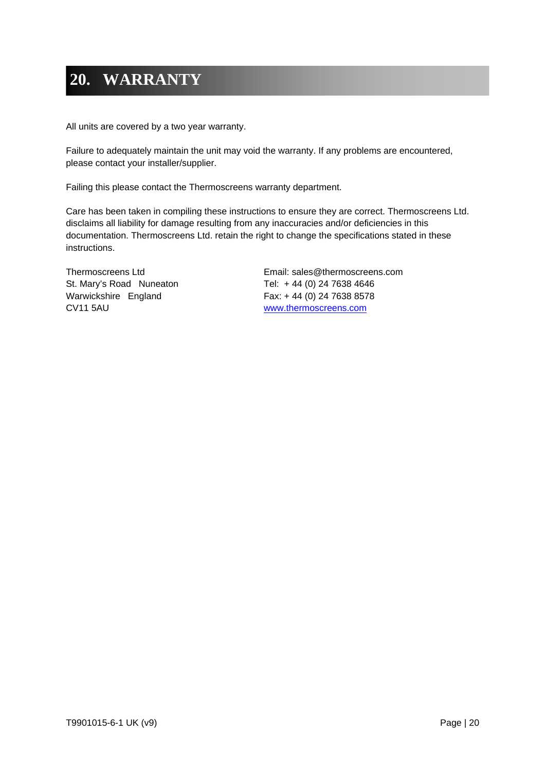# 20. WARRANTY

All units are covered by a two year warranty.

Failure to adequately maintain the unit may void the warranty. If any problems are encountered, please contact your installer/supplier.

Failing this please contact the Thermoscreens warranty department.

Care has been taken in compiling these instructions to ensure they are correct. Thermoscreens Ltd. disclaims all liability for damage resulting from any inaccuracies and/or deficiencies in this documentation. Thermoscreens Ltd. retain the right to change the specifications stated in these instructions.

Thermoscreens Ltd
St. Mary's Road Nuneaton
Warwickshire England
CV11 5AU

Email: sales@thermoscreens.com
Tel: + 44 (0) 24 7638 4646
Fax: + 44 (0) 24 7638 8578
www.thermoscreens.com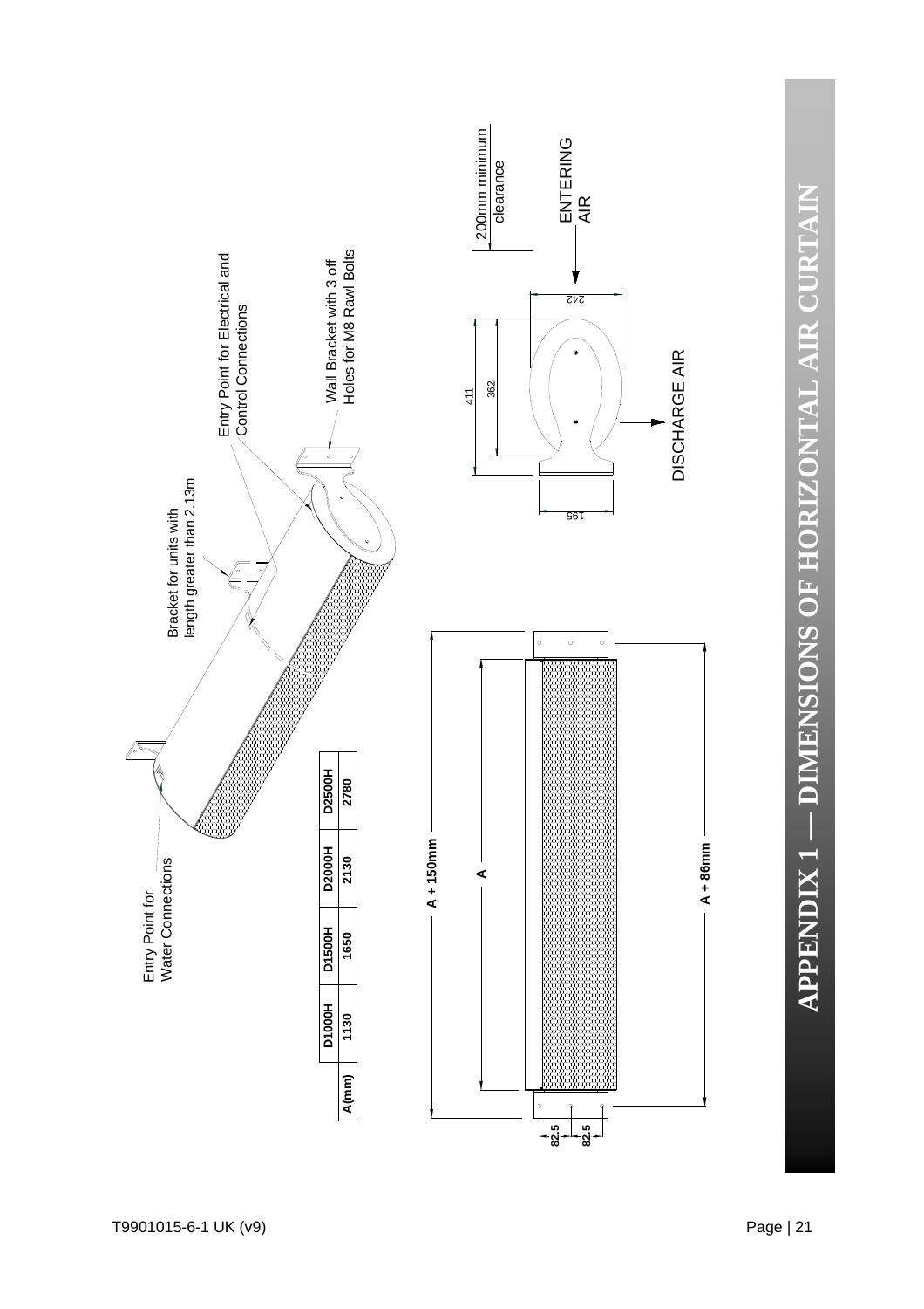# APPENDIX 1 — DIMENSIONS OF HORIZONTAL AIR CURTAIN

| | D1000H | D1500H | D2000H | D2500H |
|---|---|---|---|---|
| A(mm) | 1130 | 1650 | 2130 | 2780 |

Entry Point for Water Connections

Bracket for units with length greater than 2.13m

Entry Point for Electrical and Control Connections

Wall Bracket with 3 off Holes for M8 Rawl Bolts

200mm minimum clearance

ENTERING AIR

DISCHARGE AIR

411

362

242

195

A + 150mm

A

A + 86mm

82.5

82.5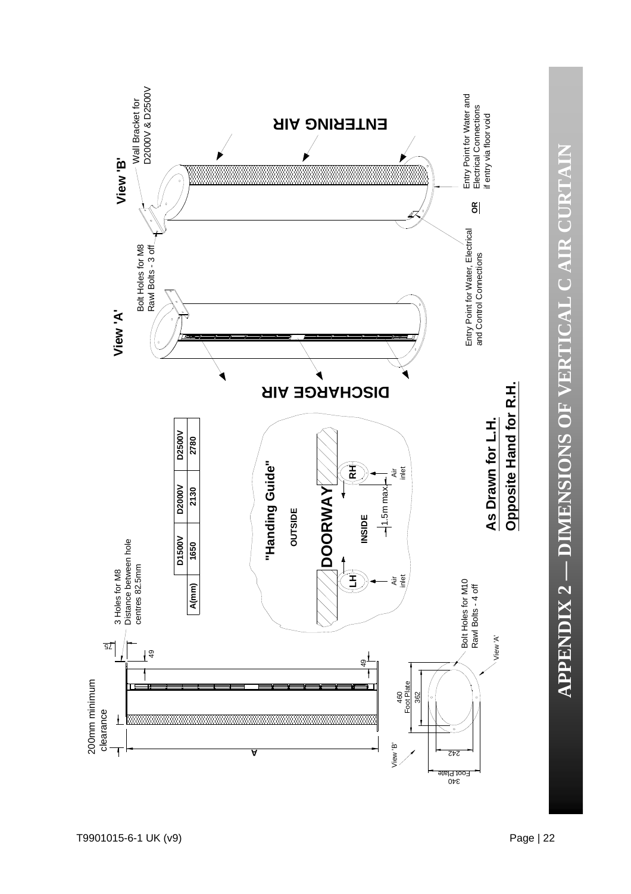# APPENDIX 2 — DIMENSIONS OF VERTICAL C AIR CURTAIN

200mm minimum clearance

3 Holes for M8
Distance between hole centres 82.5mm

| A(mm) | D1500V | D2000V | D2500V |
|---|---|---|---|
| | 1650 | 2130 | 2780 |

A

49

49

15

460 Foot Plate

362

242

340 Foot Plate

View 'B'

View 'A'

Bolt Holes for M10
Rawl Bolts - 4 off

"Handing Guide"

OUTSIDE

DOORWAY

INSIDE

1.5m max

LH

RH

Air inlet

Air inlet

**As Drawn for L.H.**

**Opposite Hand for R.H.**

DISCHARGE AIR

View 'A'

Bolt Holes for M8
Rawl Bolts - 3 off

Entry Point for Water, Electrical and Control Connections

View 'B'

Wall Bracket for D2000V & D2500V

ENTERING AIR

**OR**

Entry Point for Water and Electrical Connections if entry via floor void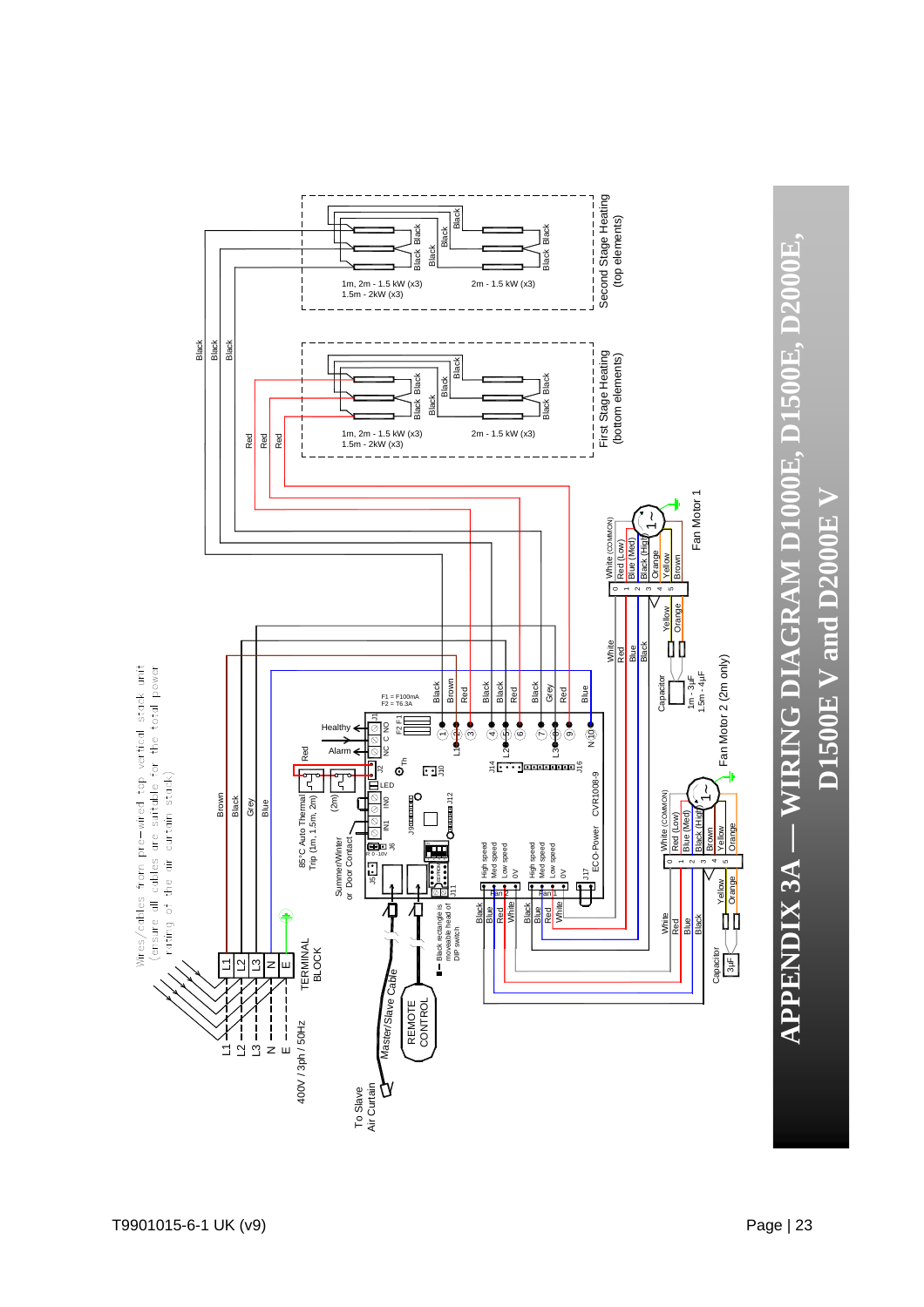# APPENDIX 3A — WIRING DIAGRAM D1000E, D1500E, D2000E, D1500E V and D2000E V

Wires/cables from pre-wired top vertical stack unit (ensure all cables are suitable for the total power rating of the air curtain stack)

400V / 3ph / 50Hz

L1, L2, L3, N, E

TERMINAL BLOCK

Brown, Black, Grey, Blue

85°C Auto Thermal Trip (1m, 1.5m, 2m)

(2m)

Summer/Winter or Door Contact

Healthy

Alarm

Red

NC C NO

J1, J2, J5, J6, J9, J10, J11, J12, J14, J16, J17

IN1, IN0

LED

Tn

0-10V

F1 = F100mA
F2 = T6.3A

Black, Brown, Red, Black, Black, Red, Black, Grey, Red, Blue

L1, L2, L3, N

1, 2, 3, 4, 5, 6, 7, 8, 9, 10

ECO-Power CVR1008-9

Fan 2: Black, Blue, Red, White — High speed, Med speed, Low speed, 0V

Fan 1: Black, Blue, Red, White — High speed, Med speed, Low speed, 0V

Black rectangle is moveable head of DIP switch

Master/Slave Cable

REMOTE CONTROL

To Slave Air Curtain

## First Stage Heating (bottom elements)

1m, 2m - 1.5 kW (x3)
1.5m - 2kW (x3)

2m - 1.5 kW (x3)

Red, Red, Red

Black

## Second Stage Heating (top elements)

1m, 2m - 1.5 kW (x3)
1.5m - 2kW (x3)

2m - 1.5 kW (x3)

Black, Black, Black

## Fan Motor 1

0 White (COMMON)
1 Red (Low)
2 Blue (Med)
3 Black (High)
4 Orange
5 Yellow
Brown

Capacitor: 1m - 3µF, 1.5m - 4µF

White, Red, Blue, Black, Yellow, Orange

## Fan Motor 2 (2m only)

0 White (COMMON)
1 Red (Low)
2 Blue (Med)
3 Black (High)
4 Brown
5 Yellow
Orange

Capacitor: 3µF

White, Red, Blue, Black, Yellow, Orange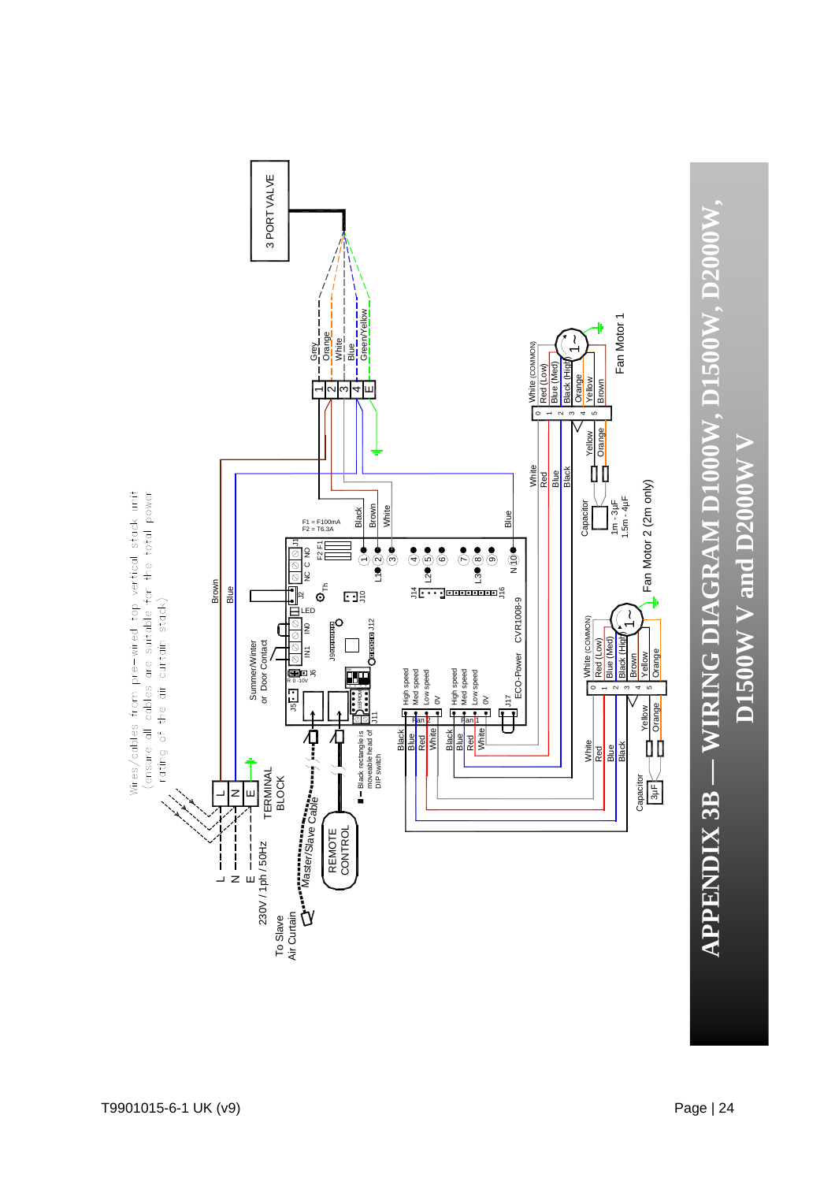# APPENDIX 3B — WIRING DIAGRAM D1000W, D1500W, D2000W, D1500W V and D2000W V

Wires/cables from pre-wired top vertical stack unit (ensure all cables are suitable for the total power rating of the air curtain stack)

3 PORT VALVE

Grey, Orange, White, Blue, Green/Yellow

1, 2, 3, 4, E

F1 = F100mA
F2 = T6.3A

Black, Brown, White

Brown, Blue

L, N, E — TERMINAL BLOCK

230V / 1ph / 50Hz

To Slave Air Curtain

Master/Slave Cable

REMOTE CONTROL

Summer/Winter or Door Contact

Black rectangle is moveable head of DIP switch

ECO-Power CVR1008-9

High speed, Med speed, Low speed, 0V — Fan 2

High speed, Med speed, Low speed, 0V — Fan 1

Fan Motor 1: 0 White (COMMON), 1 Red (Low), 2 Blue (Med), 3 Black (High), 4 Orange / Yellow, 5 Brown

Fan Motor 2 (2m only): 0 White (COMMON), 1 Red (Low), 2 Blue (Med), 3 Black (High), 4 Brown / Yellow, 5 Orange

Capacitor 1m - 3μF, 1.5m - 4μF

Capacitor 3μF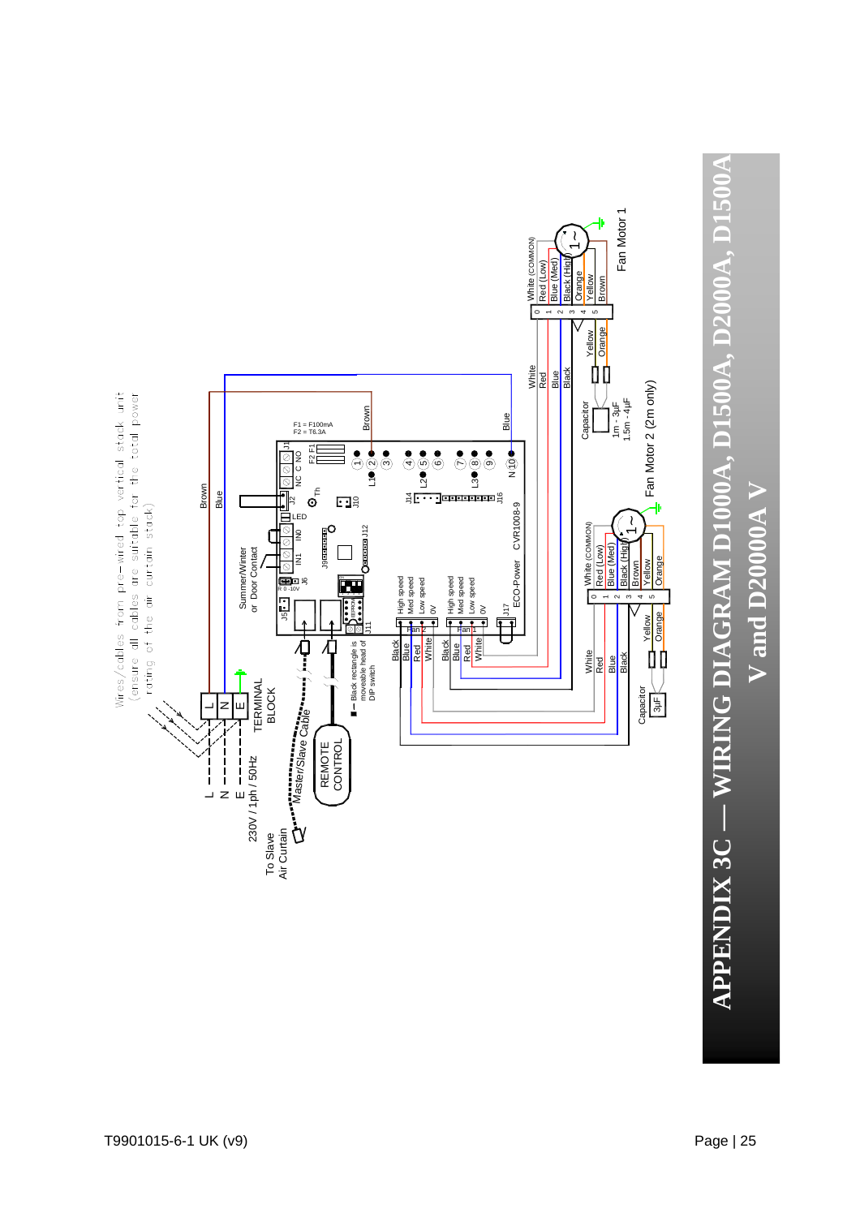# APPENDIX 3C — WIRING DIAGRAM D1000A, D1500A, D2000A, D1500A V and D20000A V

Wires/cables from pre-wired top vertical stack unit (ensure all cables are suitable for the total power rating of the air curtain stack)

L
N
E
230V / 1ph / 50Hz

TERMINAL BLOCK

L N E

Brown
Blue

To Slave Air Curtain

Master/Slave Cable

REMOTE CONTROL

Black rectangle is moveable head of DIP switch

Summer/Winter or Door Contact

F1 = F100mA
F2 = T6.3A

J1 J2 NC C NO F2 F1

IN1 IN0 LED Th J10 J12 J9 J6 J5 0-10V J11 J14 J16 J17

L1 L2 L3 N

1 2 3 4 5 6 7 8 9 10

ECO-Power CVR1008-9

Fan 2: High speed, Med speed, Low speed, 0V
Fan 1: High speed, Med speed, Low speed, 0V

Black, Blue, Red, White
Black, Blue, Red, White

Brown
Blue

White
Red
Blue
Black

Capacitor
1m - 3µF
1.5m - 4µF

Yellow
Orange

Fan Motor 1

0 White (COMMON)
1 Red (Low)
2 Blue (Med)
3 Black (High)
4 Orange / Yellow
5 Yellow / Brown

Fan Motor 2 (2m only)

0 White (COMMON)
1 Red (Low)
2 Blue (Med)
3 Black (High) / Brown
4 Yellow
5 Orange

Capacitor 3µF

Yellow
Orange

White
Red
Blue
Black

T9901015-6-1 UK (v9)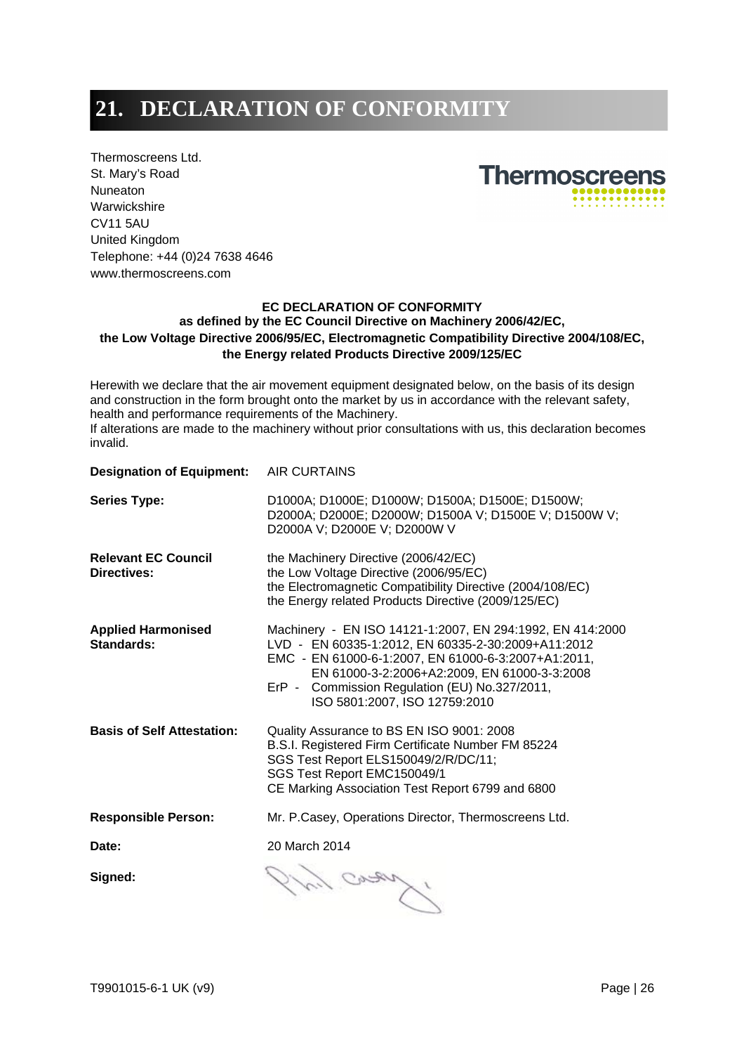# 21. DECLARATION OF CONFORMITY

Thermoscreens Ltd.
St. Mary's Road
Nuneaton
Warwickshire
CV11 5AU
United Kingdom
Telephone: +44 (0)24 7638 4646
www.thermoscreens.com

Thermoscreens

**EC DECLARATION OF CONFORMITY**
**as defined by the EC Council Directive on Machinery 2006/42/EC,**
**the Low Voltage Directive 2006/95/EC, Electromagnetic Compatibility Directive 2004/108/EC,**
**the Energy related Products Directive 2009/125/EC**

Herewith we declare that the air movement equipment designated below, on the basis of its design and construction in the form brought onto the market by us in accordance with the relevant safety, health and performance requirements of the Machinery.
If alterations are made to the machinery without prior consultations with us, this declaration becomes invalid.

| | |
|---|---|
| **Designation of Equipment:** | AIR CURTAINS |
| **Series Type:** | D1000A; D1000E; D1000W; D1500A; D1500E; D1500W; D2000A; D2000E; D2000W; D1500A V; D1500E V; D1500W V; D2000A V; D2000E V; D2000W V |
| **Relevant EC Council Directives:** | the Machinery Directive (2006/42/EC)<br>the Low Voltage Directive (2006/95/EC)<br>the Electromagnetic Compatibility Directive (2004/108/EC)<br>the Energy related Products Directive (2009/125/EC) |
| **Applied Harmonised Standards:** | Machinery - EN ISO 14121-1:2007, EN 294:1992, EN 414:2000<br>LVD - EN 60335-1:2012, EN 60335-2-30:2009+A11:2012<br>EMC - EN 61000-6-1:2007, EN 61000-6-3:2007+A1:2011, EN 61000-3-2:2006+A2:2009, EN 61000-3-3:2008<br>ErP - Commission Regulation (EU) No.327/2011, ISO 5801:2007, ISO 12759:2010 |
| **Basis of Self Attestation:** | Quality Assurance to BS EN ISO 9001: 2008<br>B.S.I. Registered Firm Certificate Number FM 85224<br>SGS Test Report ELS150049/2/R/DC/11;<br>SGS Test Report EMC150049/1<br>CE Marking Association Test Report 6799 and 6800 |
| **Responsible Person:** | Mr. P.Casey, Operations Director, Thermoscreens Ltd. |
| **Date:** | 20 March 2014 |
| **Signed:** | Phil Casey |

T9901015-6-1 UK (v9)